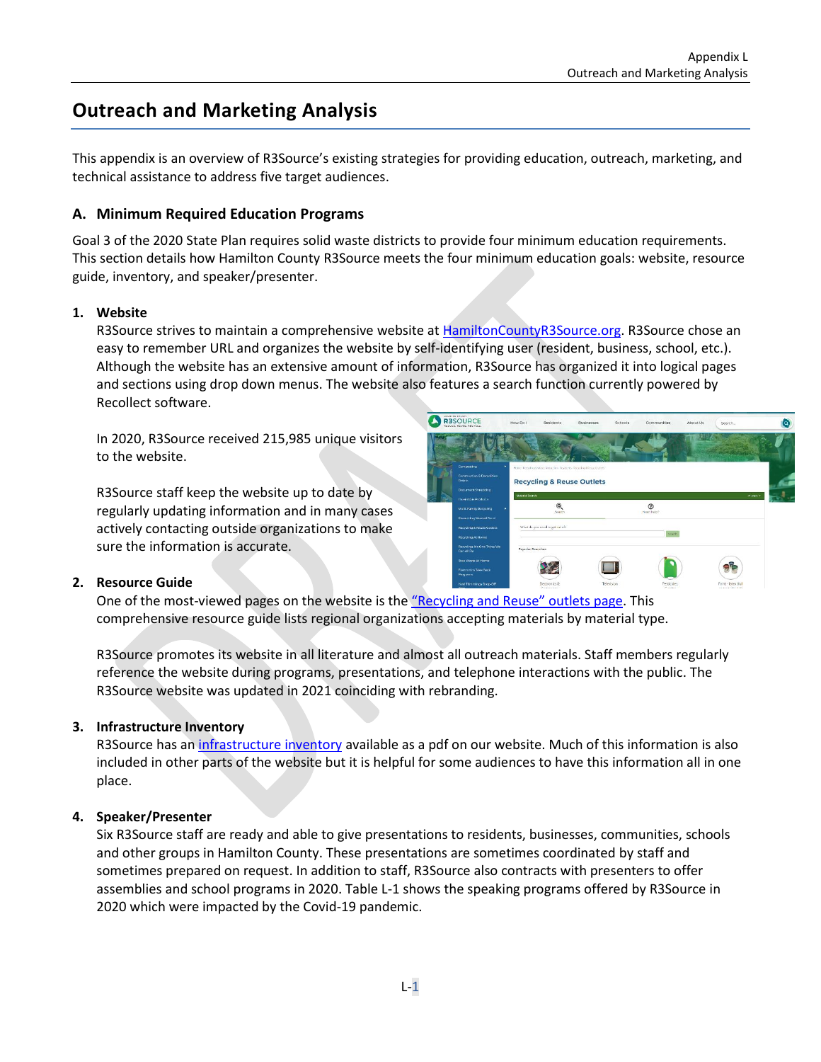# Outreach and Marketing Analysis

This appendix is an overview of R3Source's existing strategies for providing education, outreach, marketing, and technical assistance to address five target audiences.

## A. Minimum Required Education Programs

Goal 3 of the 2020 State Plan requires solid waste districts to provide four minimum education requirements. This section details how Hamilton County R3Source meets the four minimum education goals: website, resource guide, inventory, and speaker/presenter.

### 1. Website

R3Source strives to maintain a comprehensive website at HamiltonCountyR3Source.org. R3Source chose an easy to remember URL and organizes the website by self-identifying user (resident, business, school, etc.). Although the website has an extensive amount of information, R3Source has organized it into logical pages and sections using drop down menus. The website also features a search function currently powered by Recollect software.

In 2020, R3Source received 215,985 unique visitors to the website.

R3Source staff keep the website up to date by regularly updating information and in many cases actively contacting outside organizations to make sure the information is accurate.

### 2. Resource Guide

One of the most-viewed pages on the website is the "Recycling and Reuse" outlets page. This comprehensive resource guide lists regional organizations accepting materials by material type.

R3Source promotes its website in all literature and almost all outreach materials. Staff members regularly reference the website during programs, presentations, and telephone interactions with the public. The R3Source website was updated in 2021 coinciding with rebranding.

### 3. Infrastructure Inventory

R3Source has an infrastructure inventory available as a pdf on our website. Much of this information is also included in other parts of the website but it is helpful for some audiences to have this information all in one place.

### 4. Speaker/Presenter

Six R3Source staff are ready and able to give presentations to residents, businesses, communities, schools and other groups in Hamilton County. These presentations are sometimes coordinated by staff and sometimes prepared on request. In addition to staff, R3Source also contracts with presenters to offer assemblies and school programs in 2020. Table L-1 shows the speaking programs offered by R3Source in 2020 which were impacted by the Covid-19 pandemic.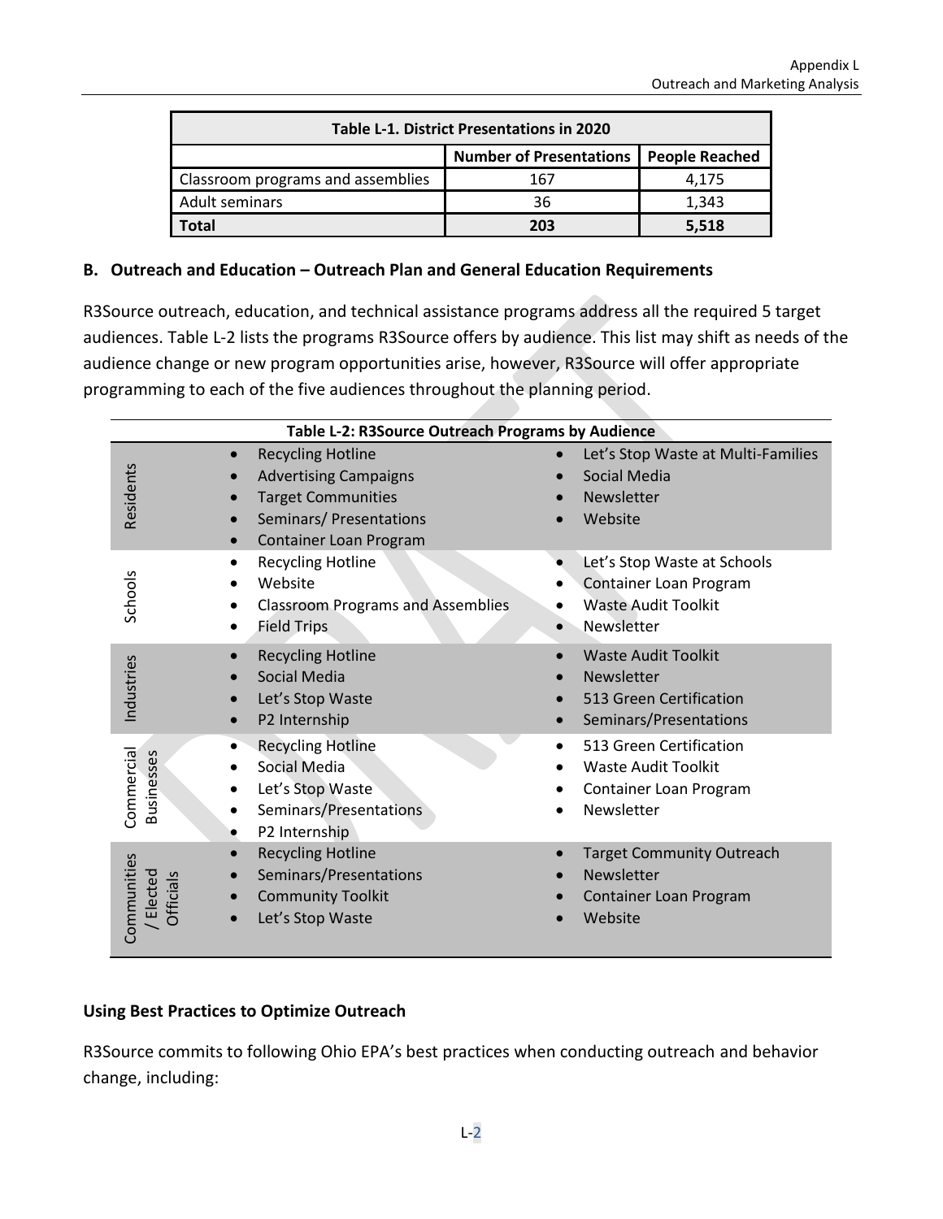| Table L-1. District Presentations in 2020 | | |
|---|---|---|
| | Number of Presentations | People Reached |
| Classroom programs and assemblies | 167 | 4,175 |
| Adult seminars | 36 | 1,343 |
| **Total** | **203** | **5,518** |

### B. Outreach and Education – Outreach Plan and General Education Requirements

R3Source outreach, education, and technical assistance programs address all the required 5 target audiences. Table L-2 lists the programs R3Source offers by audience. This list may shift as needs of the audience change or new program opportunities arise, however, R3Source will offer appropriate programming to each of the five audiences throughout the planning period.

| Table L-2: R3Source Outreach Programs by Audience | | |
|---|---|---|
| Residents | • Recycling Hotline<br>• Advertising Campaigns<br>• Target Communities<br>• Seminars/ Presentations<br>• Container Loan Program | • Let's Stop Waste at Multi-Families<br>• Social Media<br>• Newsletter<br>• Website |
| Schools | • Recycling Hotline<br>• Website<br>• Classroom Programs and Assemblies<br>• Field Trips | • Let's Stop Waste at Schools<br>• Container Loan Program<br>• Waste Audit Toolkit<br>• Newsletter |
| Industries | • Recycling Hotline<br>• Social Media<br>• Let's Stop Waste<br>• P2 Internship | • Waste Audit Toolkit<br>• Newsletter<br>• 513 Green Certification<br>• Seminars/Presentations |
| Commercial Businesses | • Recycling Hotline<br>• Social Media<br>• Let's Stop Waste<br>• Seminars/Presentations<br>• P2 Internship | • 513 Green Certification<br>• Waste Audit Toolkit<br>• Container Loan Program<br>• Newsletter |
| Communities / Elected Officials | • Recycling Hotline<br>• Seminars/Presentations<br>• Community Toolkit<br>• Let's Stop Waste | • Target Community Outreach<br>• Newsletter<br>• Container Loan Program<br>• Website |

### Using Best Practices to Optimize Outreach

R3Source commits to following Ohio EPA's best practices when conducting outreach and behavior change, including: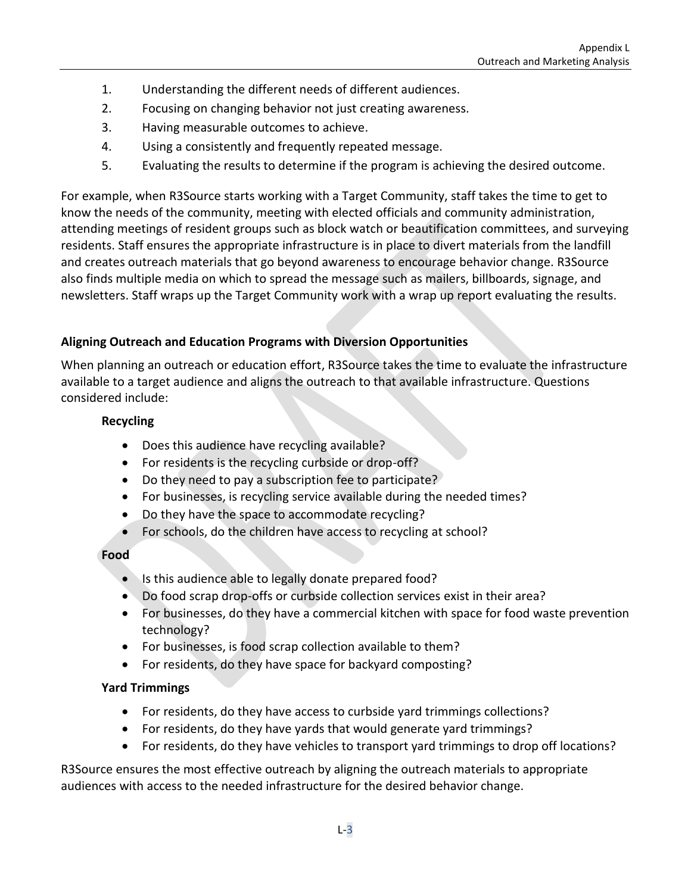1. Understanding the different needs of different audiences.
2. Focusing on changing behavior not just creating awareness.
3. Having measurable outcomes to achieve.
4. Using a consistently and frequently repeated message.
5. Evaluating the results to determine if the program is achieving the desired outcome.

For example, when R3Source starts working with a Target Community, staff takes the time to get to know the needs of the community, meeting with elected officials and community administration, attending meetings of resident groups such as block watch or beautification committees, and surveying residents. Staff ensures the appropriate infrastructure is in place to divert materials from the landfill and creates outreach materials that go beyond awareness to encourage behavior change. R3Source also finds multiple media on which to spread the message such as mailers, billboards, signage, and newsletters. Staff wraps up the Target Community work with a wrap up report evaluating the results.

**Aligning Outreach and Education Programs with Diversion Opportunities**

When planning an outreach or education effort, R3Source takes the time to evaluate the infrastructure available to a target audience and aligns the outreach to that available infrastructure. Questions considered include:

**Recycling**

- Does this audience have recycling available?
- For residents is the recycling curbside or drop-off?
- Do they need to pay a subscription fee to participate?
- For businesses, is recycling service available during the needed times?
- Do they have the space to accommodate recycling?
- For schools, do the children have access to recycling at school?

**Food**

- Is this audience able to legally donate prepared food?
- Do food scrap drop-offs or curbside collection services exist in their area?
- For businesses, do they have a commercial kitchen with space for food waste prevention technology?
- For businesses, is food scrap collection available to them?
- For residents, do they have space for backyard composting?

**Yard Trimmings**

- For residents, do they have access to curbside yard trimmings collections?
- For residents, do they have yards that would generate yard trimmings?
- For residents, do they have vehicles to transport yard trimmings to drop off locations?

R3Source ensures the most effective outreach by aligning the outreach materials to appropriate audiences with access to the needed infrastructure for the desired behavior change.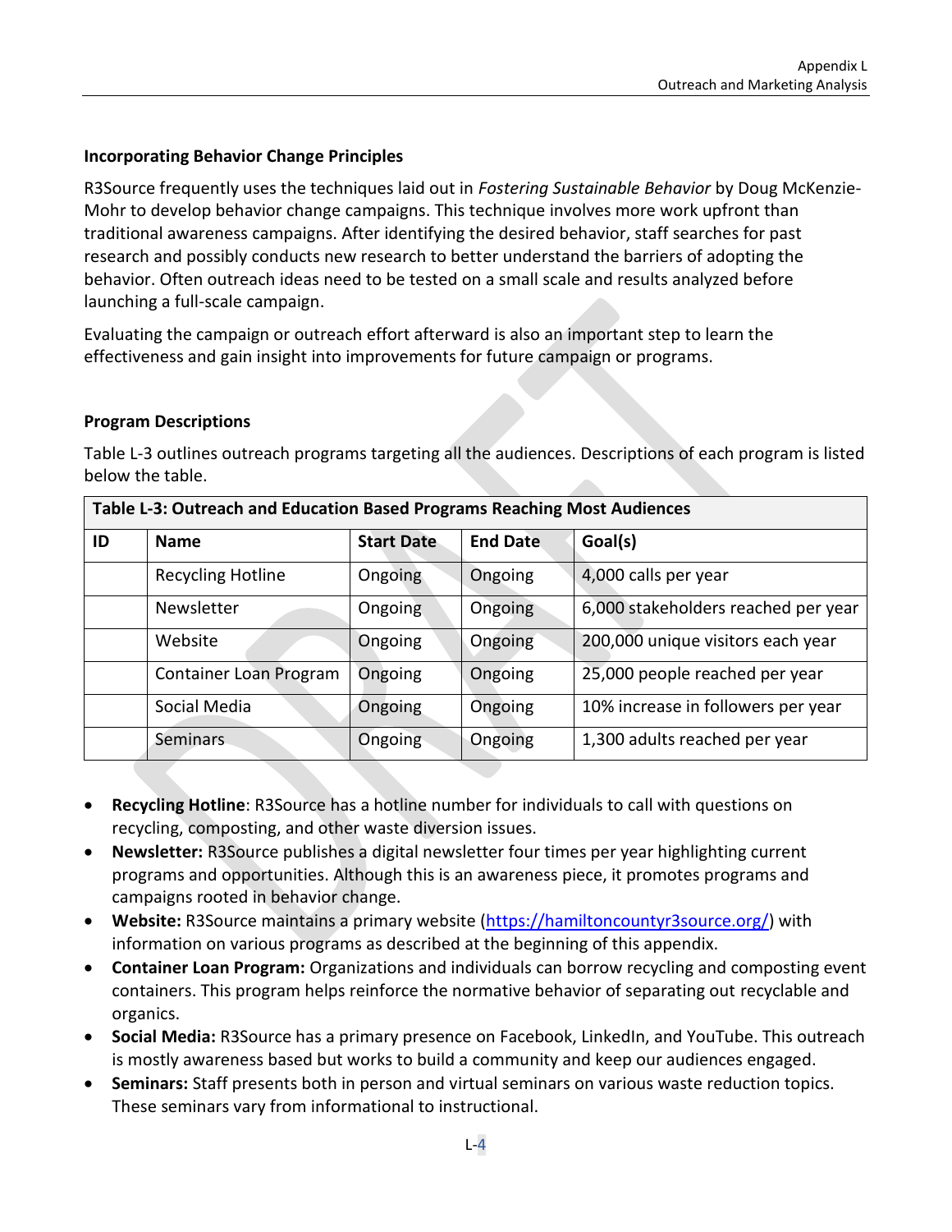### Incorporating Behavior Change Principles

R3Source frequently uses the techniques laid out in *Fostering Sustainable Behavior* by Doug McKenzie-Mohr to develop behavior change campaigns. This technique involves more work upfront than traditional awareness campaigns. After identifying the desired behavior, staff searches for past research and possibly conducts new research to better understand the barriers of adopting the behavior. Often outreach ideas need to be tested on a small scale and results analyzed before launching a full-scale campaign.

Evaluating the campaign or outreach effort afterward is also an important step to learn the effectiveness and gain insight into improvements for future campaign or programs.

### Program Descriptions

Table L-3 outlines outreach programs targeting all the audiences. Descriptions of each program is listed below the table.

**Table L-3: Outreach and Education Based Programs Reaching Most Audiences**

| ID | Name | Start Date | End Date | Goal(s) |
|---|---|---|---|---|
| | Recycling Hotline | Ongoing | Ongoing | 4,000 calls per year |
| | Newsletter | Ongoing | Ongoing | 6,000 stakeholders reached per year |
| | Website | Ongoing | Ongoing | 200,000 unique visitors each year |
| | Container Loan Program | Ongoing | Ongoing | 25,000 people reached per year |
| | Social Media | Ongoing | Ongoing | 10% increase in followers per year |
| | Seminars | Ongoing | Ongoing | 1,300 adults reached per year |

- **Recycling Hotline**: R3Source has a hotline number for individuals to call with questions on recycling, composting, and other waste diversion issues.
- **Newsletter:** R3Source publishes a digital newsletter four times per year highlighting current programs and opportunities. Although this is an awareness piece, it promotes programs and campaigns rooted in behavior change.
- **Website:** R3Source maintains a primary website (https://hamiltoncountyr3source.org/) with information on various programs as described at the beginning of this appendix.
- **Container Loan Program:** Organizations and individuals can borrow recycling and composting event containers. This program helps reinforce the normative behavior of separating out recyclable and organics.
- **Social Media:** R3Source has a primary presence on Facebook, LinkedIn, and YouTube. This outreach is mostly awareness based but works to build a community and keep our audiences engaged.
- **Seminars:** Staff presents both in person and virtual seminars on various waste reduction topics. These seminars vary from informational to instructional.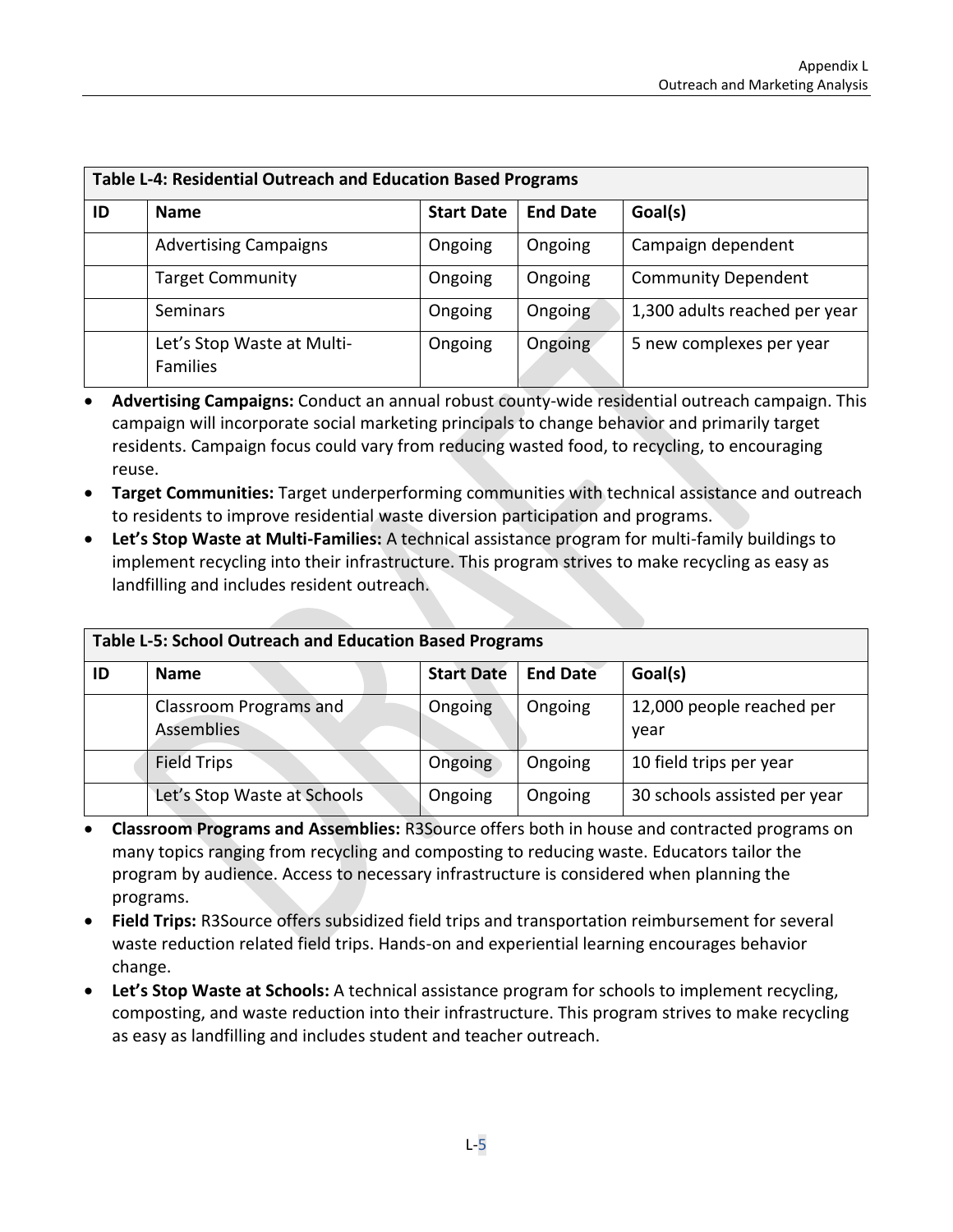| Table L-4: Residential Outreach and Education Based Programs | | | | |
|---|---|---|---|---|
| **ID** | **Name** | **Start Date** | **End Date** | **Goal(s)** |
| | Advertising Campaigns | Ongoing | Ongoing | Campaign dependent |
| | Target Community | Ongoing | Ongoing | Community Dependent |
| | Seminars | Ongoing | Ongoing | 1,300 adults reached per year |
| | Let's Stop Waste at Multi-Families | Ongoing | Ongoing | 5 new complexes per year |

- **Advertising Campaigns:** Conduct an annual robust county-wide residential outreach campaign. This campaign will incorporate social marketing principals to change behavior and primarily target residents. Campaign focus could vary from reducing wasted food, to recycling, to encouraging reuse.
- **Target Communities:** Target underperforming communities with technical assistance and outreach to residents to improve residential waste diversion participation and programs.
- **Let's Stop Waste at Multi-Families:** A technical assistance program for multi-family buildings to implement recycling into their infrastructure. This program strives to make recycling as easy as landfilling and includes resident outreach.

| Table L-5: School Outreach and Education Based Programs | | | | |
|---|---|---|---|---|
| **ID** | **Name** | **Start Date** | **End Date** | **Goal(s)** |
| | Classroom Programs and Assemblies | Ongoing | Ongoing | 12,000 people reached per year |
| | Field Trips | Ongoing | Ongoing | 10 field trips per year |
| | Let's Stop Waste at Schools | Ongoing | Ongoing | 30 schools assisted per year |

- **Classroom Programs and Assemblies:** R3Source offers both in house and contracted programs on many topics ranging from recycling and composting to reducing waste. Educators tailor the program by audience. Access to necessary infrastructure is considered when planning the programs.
- **Field Trips:** R3Source offers subsidized field trips and transportation reimbursement for several waste reduction related field trips. Hands-on and experiential learning encourages behavior change.
- **Let's Stop Waste at Schools:** A technical assistance program for schools to implement recycling, composting, and waste reduction into their infrastructure. This program strives to make recycling as easy as landfilling and includes student and teacher outreach.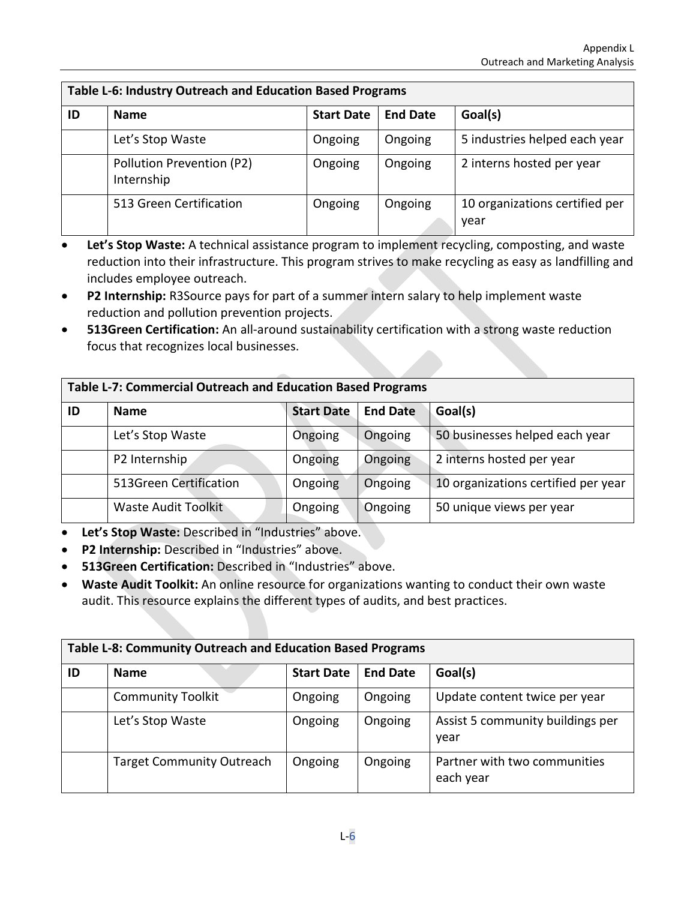| Table L-6: Industry Outreach and Education Based Programs | | | | |
|---|---|---|---|---|
| **ID** | **Name** | **Start Date** | **End Date** | **Goal(s)** |
| | Let's Stop Waste | Ongoing | Ongoing | 5 industries helped each year |
| | Pollution Prevention (P2) Internship | Ongoing | Ongoing | 2 interns hosted per year |
| | 513 Green Certification | Ongoing | Ongoing | 10 organizations certified per year |

- **Let's Stop Waste:** A technical assistance program to implement recycling, composting, and waste reduction into their infrastructure. This program strives to make recycling as easy as landfilling and includes employee outreach.
- **P2 Internship:** R3Source pays for part of a summer intern salary to help implement waste reduction and pollution prevention projects.
- **513Green Certification:** An all-around sustainability certification with a strong waste reduction focus that recognizes local businesses.

| Table L-7: Commercial Outreach and Education Based Programs | | | | |
|---|---|---|---|---|
| **ID** | **Name** | **Start Date** | **End Date** | **Goal(s)** |
| | Let's Stop Waste | Ongoing | Ongoing | 50 businesses helped each year |
| | P2 Internship | Ongoing | Ongoing | 2 interns hosted per year |
| | 513Green Certification | Ongoing | Ongoing | 10 organizations certified per year |
| | Waste Audit Toolkit | Ongoing | Ongoing | 50 unique views per year |

- **Let's Stop Waste:** Described in "Industries" above.
- **P2 Internship:** Described in "Industries" above.
- **513Green Certification:** Described in "Industries" above.
- **Waste Audit Toolkit:** An online resource for organizations wanting to conduct their own waste audit. This resource explains the different types of audits, and best practices.

| Table L-8: Community Outreach and Education Based Programs | | | | |
|---|---|---|---|---|
| **ID** | **Name** | **Start Date** | **End Date** | **Goal(s)** |
| | Community Toolkit | Ongoing | Ongoing | Update content twice per year |
| | Let's Stop Waste | Ongoing | Ongoing | Assist 5 community buildings per year |
| | Target Community Outreach | Ongoing | Ongoing | Partner with two communities each year |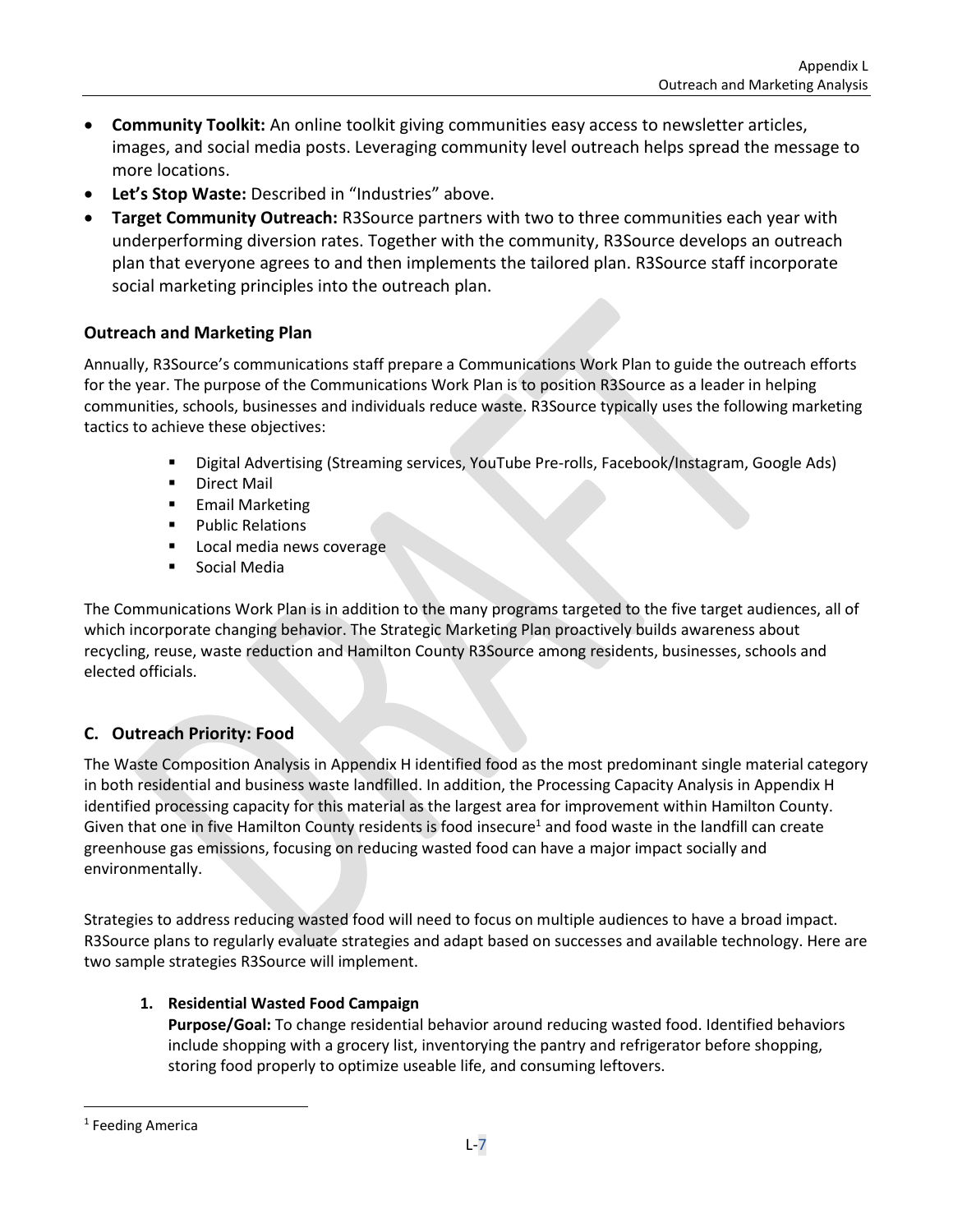- **Community Toolkit:** An online toolkit giving communities easy access to newsletter articles, images, and social media posts. Leveraging community level outreach helps spread the message to more locations.
- **Let's Stop Waste:** Described in "Industries" above.
- **Target Community Outreach:** R3Source partners with two to three communities each year with underperforming diversion rates. Together with the community, R3Source develops an outreach plan that everyone agrees to and then implements the tailored plan. R3Source staff incorporate social marketing principles into the outreach plan.

### Outreach and Marketing Plan

Annually, R3Source's communications staff prepare a Communications Work Plan to guide the outreach efforts for the year. The purpose of the Communications Work Plan is to position R3Source as a leader in helping communities, schools, businesses and individuals reduce waste. R3Source typically uses the following marketing tactics to achieve these objectives:

- Digital Advertising (Streaming services, YouTube Pre-rolls, Facebook/Instagram, Google Ads)
- Direct Mail
- Email Marketing
- Public Relations
- Local media news coverage
- Social Media

The Communications Work Plan is in addition to the many programs targeted to the five target audiences, all of which incorporate changing behavior. The Strategic Marketing Plan proactively builds awareness about recycling, reuse, waste reduction and Hamilton County R3Source among residents, businesses, schools and elected officials.

## C. Outreach Priority: Food

The Waste Composition Analysis in Appendix H identified food as the most predominant single material category in both residential and business waste landfilled. In addition, the Processing Capacity Analysis in Appendix H identified processing capacity for this material as the largest area for improvement within Hamilton County. Given that one in five Hamilton County residents is food insecure[1] and food waste in the landfill can create greenhouse gas emissions, focusing on reducing wasted food can have a major impact socially and environmentally.

Strategies to address reducing wasted food will need to focus on multiple audiences to have a broad impact. R3Source plans to regularly evaluate strategies and adapt based on successes and available technology. Here are two sample strategies R3Source will implement.

1. **Residential Wasted Food Campaign**
   **Purpose/Goal:** To change residential behavior around reducing wasted food. Identified behaviors include shopping with a grocery list, inventorying the pantry and refrigerator before shopping, storing food properly to optimize useable life, and consuming leftovers.

---

[1] Feeding America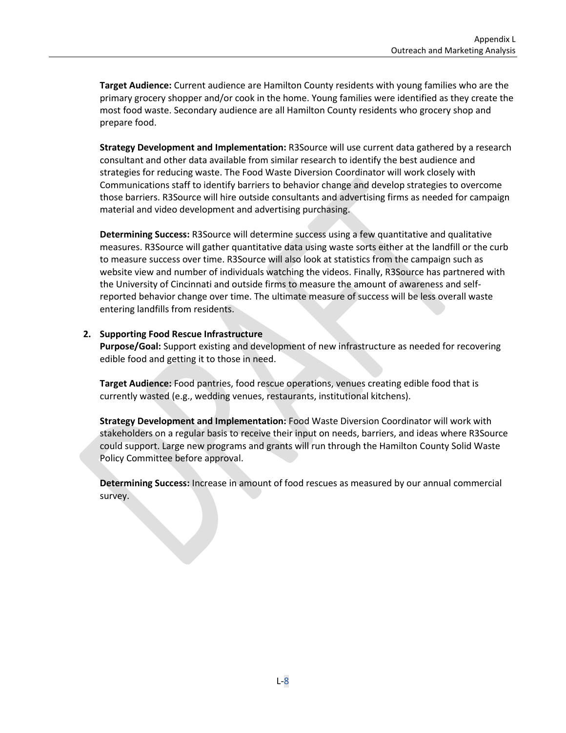**Target Audience:** Current audience are Hamilton County residents with young families who are the primary grocery shopper and/or cook in the home. Young families were identified as they create the most food waste. Secondary audience are all Hamilton County residents who grocery shop and prepare food.

**Strategy Development and Implementation:** R3Source will use current data gathered by a research consultant and other data available from similar research to identify the best audience and strategies for reducing waste. The Food Waste Diversion Coordinator will work closely with Communications staff to identify barriers to behavior change and develop strategies to overcome those barriers. R3Source will hire outside consultants and advertising firms as needed for campaign material and video development and advertising purchasing.

**Determining Success:** R3Source will determine success using a few quantitative and qualitative measures. R3Source will gather quantitative data using waste sorts either at the landfill or the curb to measure success over time. R3Source will also look at statistics from the campaign such as website view and number of individuals watching the videos. Finally, R3Source has partnered with the University of Cincinnati and outside firms to measure the amount of awareness and self-reported behavior change over time. The ultimate measure of success will be less overall waste entering landfills from residents.

2. **Supporting Food Rescue Infrastructure**

   **Purpose/Goal:** Support existing and development of new infrastructure as needed for recovering edible food and getting it to those in need.

   **Target Audience:** Food pantries, food rescue operations, venues creating edible food that is currently wasted (e.g., wedding venues, restaurants, institutional kitchens).

   **Strategy Development and Implementation:** Food Waste Diversion Coordinator will work with stakeholders on a regular basis to receive their input on needs, barriers, and ideas where R3Source could support. Large new programs and grants will run through the Hamilton County Solid Waste Policy Committee before approval.

   **Determining Success:** Increase in amount of food rescues as measured by our annual commercial survey.